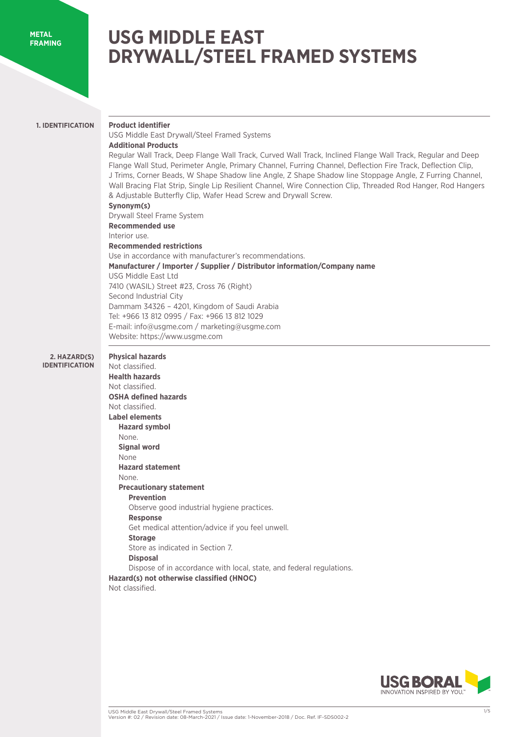METAL FRAMING

# USG MIDDLE EAST DRYWALL/STEEL FRAMED SYSTEMS

## 1. IDENTIFICATION

**Product identifier**

USG Middle East Drywall/Steel Framed Systems

**Additional Products**

Regular Wall Track, Deep Flange Wall Track, Curved Wall Track, Inclined Flange Wall Track, Regular and Deep Flange Wall Stud, Perimeter Angle, Primary Channel, Furring Channel, Deflection Fire Track, Deflection Clip, J Trims, Corner Beads, W Shape Shadow line Angle, Z Shape Shadow line Stoppage Angle, Z Furring Channel, Wall Bracing Flat Strip, Single Lip Resilient Channel, Wire Connection Clip, Threaded Rod Hanger, Rod Hangers & Adjustable Butterfly Clip, Wafer Head Screw and Drywall Screw.

**Synonym(s)**

Drywall Steel Frame System

**Recommended use**

Interior use.

**Recommended restrictions**

Use in accordance with manufacturer's recommendations.

**Manufacturer / Importer / Supplier / Distributor information/Company name**

USG Middle East Ltd
7410 (WASIL) Street #23, Cross 76 (Right)
Second Industrial City
Dammam 34326 – 4201, Kingdom of Saudi Arabia
Tel: +966 13 812 0995 / Fax: +966 13 812 1029
E-mail: info@usgme.com / marketing@usgme.com
Website: https://www.usgme.com

## 2. HAZARD(S) IDENTIFICATION

**Physical hazards**

Not classified.

**Health hazards**

Not classified.

**OSHA defined hazards**

Not classified.

**Label elements**

**Hazard symbol**

None.

**Signal word**

None

**Hazard statement**

None.

**Precautionary statement**

**Prevention**

Observe good industrial hygiene practices.

**Response**

Get medical attention/advice if you feel unwell.

**Storage**

Store as indicated in Section 7.

**Disposal**

Dispose of in accordance with local, state, and federal regulations.

**Hazard(s) not otherwise classified (HNOC)**

Not classified.

USG Middle East Drywall/Steel Framed Systems
Version #: 02 / Revision date: 08-March-2021 / Issue date: 1-November-2018 / Doc. Ref. IF-SDS002-2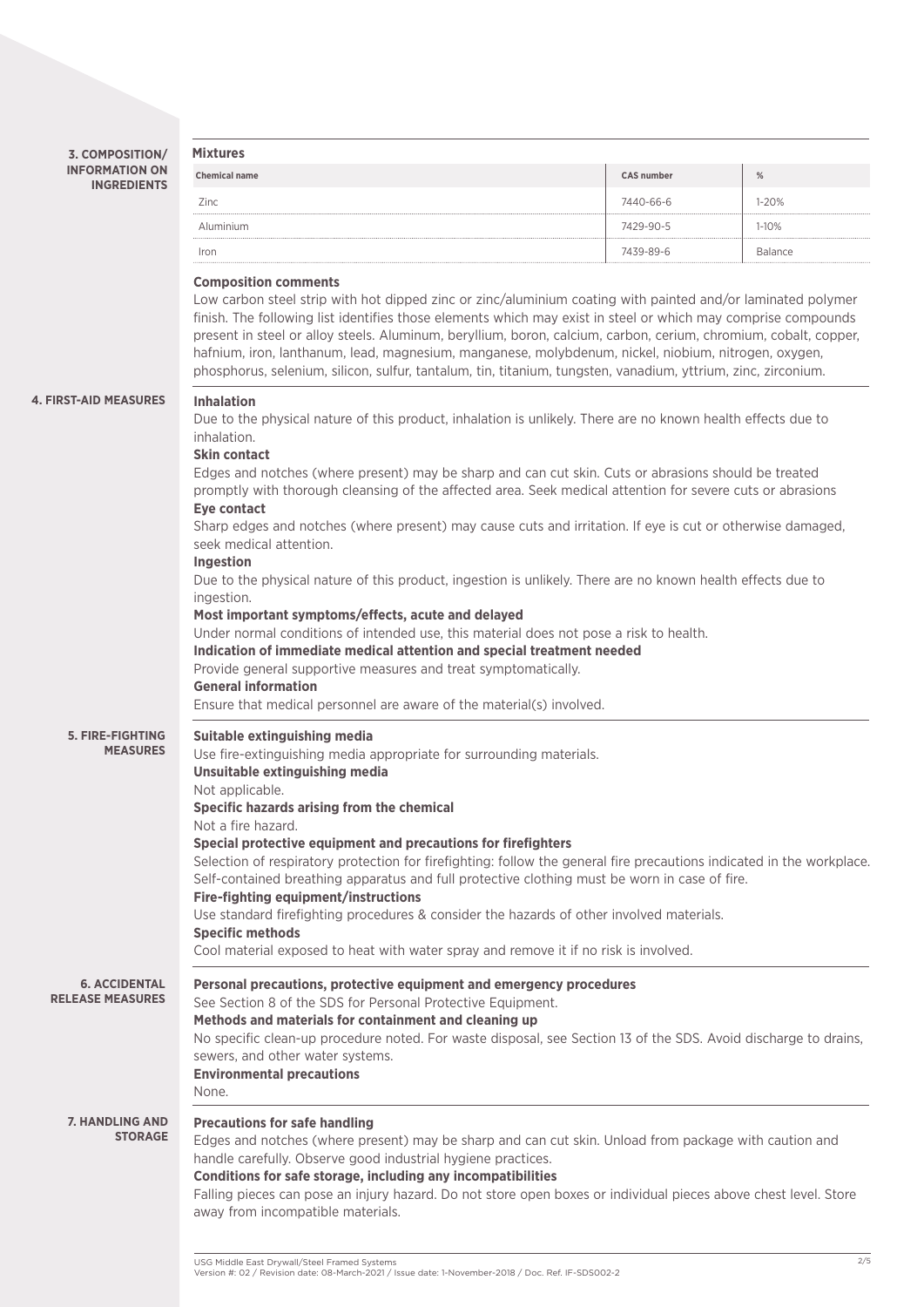## 3. COMPOSITION/INFORMATION ON INGREDIENTS

**Mixtures**

| Chemical name | CAS number | % |
|---|---|---|
| Zinc | 7440-66-6 | 1-20% |
| Aluminium | 7429-90-5 | 1-10% |
| Iron | 7439-89-6 | Balance |

**Composition comments**

Low carbon steel strip with hot dipped zinc or zinc/aluminium coating with painted and/or laminated polymer finish. The following list identifies those elements which may exist in steel or which may comprise compounds present in steel or alloy steels. Aluminum, beryllium, boron, calcium, carbon, cerium, chromium, cobalt, copper, hafnium, iron, lanthanum, lead, magnesium, manganese, molybdenum, nickel, niobium, nitrogen, oxygen, phosphorus, selenium, silicon, sulfur, tantalum, tin, titanium, tungsten, vanadium, yttrium, zinc, zirconium.

## 4. FIRST-AID MEASURES

**Inhalation**

Due to the physical nature of this product, inhalation is unlikely. There are no known health effects due to inhalation.

**Skin contact**

Edges and notches (where present) may be sharp and can cut skin. Cuts or abrasions should be treated promptly with thorough cleansing of the affected area. Seek medical attention for severe cuts or abrasions

**Eye contact**

Sharp edges and notches (where present) may cause cuts and irritation. If eye is cut or otherwise damaged, seek medical attention.

**Ingestion**

Due to the physical nature of this product, ingestion is unlikely. There are no known health effects due to ingestion.

**Most important symptoms/effects, acute and delayed**

Under normal conditions of intended use, this material does not pose a risk to health.

**Indication of immediate medical attention and special treatment needed**

Provide general supportive measures and treat symptomatically.

**General information**

Ensure that medical personnel are aware of the material(s) involved.

## 5. FIRE-FIGHTING MEASURES

**Suitable extinguishing media**

Use fire-extinguishing media appropriate for surrounding materials.

**Unsuitable extinguishing media**

Not applicable.

**Specific hazards arising from the chemical**

Not a fire hazard.

**Special protective equipment and precautions for firefighters**

Selection of respiratory protection for firefighting: follow the general fire precautions indicated in the workplace. Self-contained breathing apparatus and full protective clothing must be worn in case of fire.

**Fire-fighting equipment/instructions**

Use standard firefighting procedures & consider the hazards of other involved materials.

**Specific methods**

Cool material exposed to heat with water spray and remove it if no risk is involved.

## 6. ACCIDENTAL RELEASE MEASURES

**Personal precautions, protective equipment and emergency procedures**

See Section 8 of the SDS for Personal Protective Equipment.

**Methods and materials for containment and cleaning up**

No specific clean-up procedure noted. For waste disposal, see Section 13 of the SDS. Avoid discharge to drains, sewers, and other water systems.

**Environmental precautions**

None.

## 7. HANDLING AND STORAGE

**Precautions for safe handling**

Edges and notches (where present) may be sharp and can cut skin. Unload from package with caution and handle carefully. Observe good industrial hygiene practices.

**Conditions for safe storage, including any incompatibilities**

Falling pieces can pose an injury hazard. Do not store open boxes or individual pieces above chest level. Store away from incompatible materials.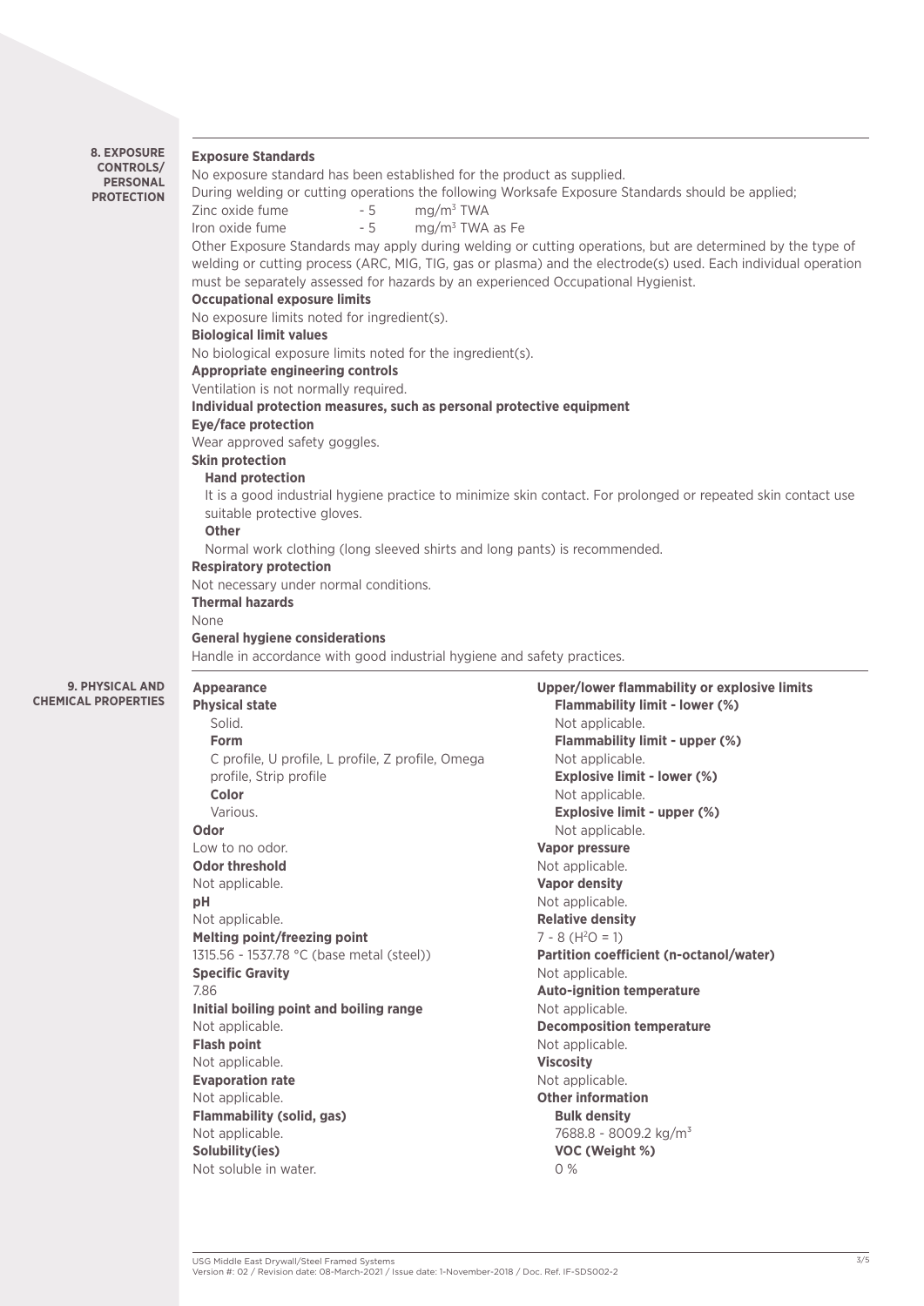## 8. EXPOSURE CONTROLS/PERSONAL PROTECTION

**Exposure Standards**

No exposure standard has been established for the product as supplied.

During welding or cutting operations the following Worksafe Exposure Standards should be applied;

Zinc oxide fume - 5 $mg/m^3$ TWA

Iron oxide fume - 5 $mg/m^3$ TWA as Fe

Other Exposure Standards may apply during welding or cutting operations, but are determined by the type of welding or cutting process (ARC, MIG, TIG, gas or plasma) and the electrode(s) used. Each individual operation must be separately assessed for hazards by an experienced Occupational Hygienist.

**Occupational exposure limits**

No exposure limits noted for ingredient(s).

**Biological limit values**

No biological exposure limits noted for the ingredient(s).

**Appropriate engineering controls**

Ventilation is not normally required.

**Individual protection measures, such as personal protective equipment**

**Eye/face protection**

Wear approved safety goggles.

**Skin protection**

**Hand protection**

It is a good industrial hygiene practice to minimize skin contact. For prolonged or repeated skin contact use suitable protective gloves.

**Other**

Normal work clothing (long sleeved shirts and long pants) is recommended.

**Respiratory protection**

Not necessary under normal conditions.

**Thermal hazards**

None

**General hygiene considerations**

Handle in accordance with good industrial hygiene and safety practices.

## 9. PHYSICAL AND CHEMICAL PROPERTIES

**Appearance**

**Physical state**

Solid.

**Form**

C profile, U profile, L profile, Z profile, Omega profile, Strip profile

**Color**

Various.

**Odor**

Low to no odor.

**Odor threshold**

Not applicable.

**pH**

Not applicable.

**Melting point/freezing point**

1315.56 - 1537.78 °C (base metal (steel))

**Specific Gravity**

7.86

**Initial boiling point and boiling range**

Not applicable.

**Flash point**

Not applicable.

**Evaporation rate**

Not applicable.

**Flammability (solid, gas)**

Not applicable.

**Solubility(ies)**

Not soluble in water.

**Upper/lower flammability or explosive limits**

**Flammability limit - lower (%)**

Not applicable.

**Flammability limit - upper (%)**

Not applicable.

**Explosive limit - lower (%)**

Not applicable.

**Explosive limit - upper (%)**

Not applicable.

**Vapor pressure**

Not applicable.

**Vapor density**

Not applicable.

**Relative density**

7 - 8 ($H^2O$ = 1)

**Partition coefficient (n-octanol/water)**

Not applicable.

**Auto-ignition temperature**

Not applicable.

**Decomposition temperature**

Not applicable.

**Viscosity**

Not applicable.

**Other information**

**Bulk density**

7688.8 - 8009.2 $kg/m^3$

**VOC (Weight %)**

0 %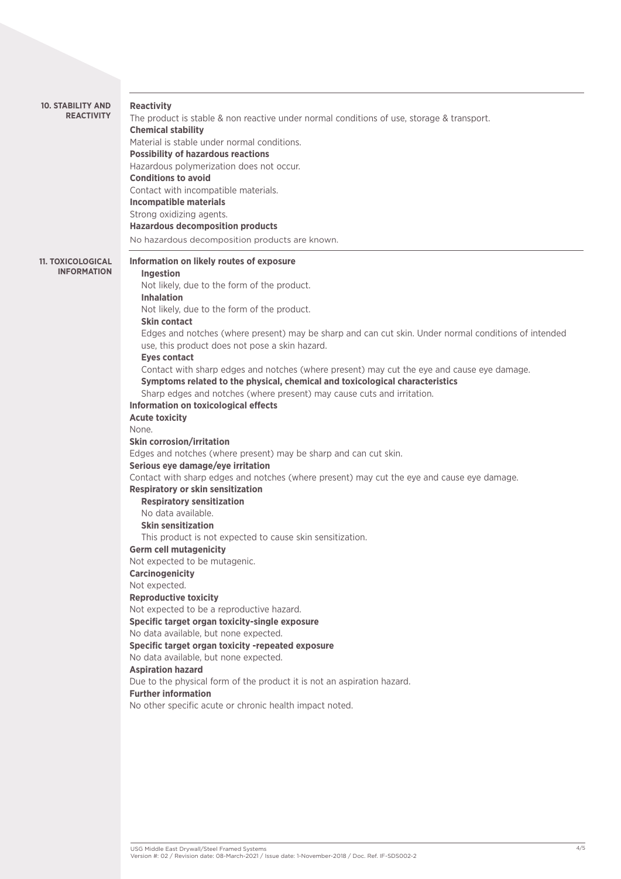## 10. STABILITY AND REACTIVITY

**Reactivity**

The product is stable & non reactive under normal conditions of use, storage & transport.

**Chemical stability**

Material is stable under normal conditions.

**Possibility of hazardous reactions**

Hazardous polymerization does not occur.

**Conditions to avoid**

Contact with incompatible materials.

**Incompatible materials**

Strong oxidizing agents.

**Hazardous decomposition products**

No hazardous decomposition products are known.

## 11. TOXICOLOGICAL INFORMATION

**Information on likely routes of exposure**

**Ingestion**

Not likely, due to the form of the product.

**Inhalation**

Not likely, due to the form of the product.

**Skin contact**

Edges and notches (where present) may be sharp and can cut skin. Under normal conditions of intended use, this product does not pose a skin hazard.

**Eyes contact**

Contact with sharp edges and notches (where present) may cut the eye and cause eye damage.

**Symptoms related to the physical, chemical and toxicological characteristics**

Sharp edges and notches (where present) may cause cuts and irritation.

**Information on toxicological effects**

**Acute toxicity**

None.

**Skin corrosion/irritation**

Edges and notches (where present) may be sharp and can cut skin.

**Serious eye damage/eye irritation**

Contact with sharp edges and notches (where present) may cut the eye and cause eye damage.

**Respiratory or skin sensitization**

**Respiratory sensitization**

No data available.

**Skin sensitization**

This product is not expected to cause skin sensitization.

**Germ cell mutagenicity**

Not expected to be mutagenic.

**Carcinogenicity**

Not expected.

**Reproductive toxicity**

Not expected to be a reproductive hazard.

**Specific target organ toxicity-single exposure**

No data available, but none expected.

**Specific target organ toxicity -repeated exposure**

No data available, but none expected.

**Aspiration hazard**

Due to the physical form of the product it is not an aspiration hazard.

**Further information**

No other specific acute or chronic health impact noted.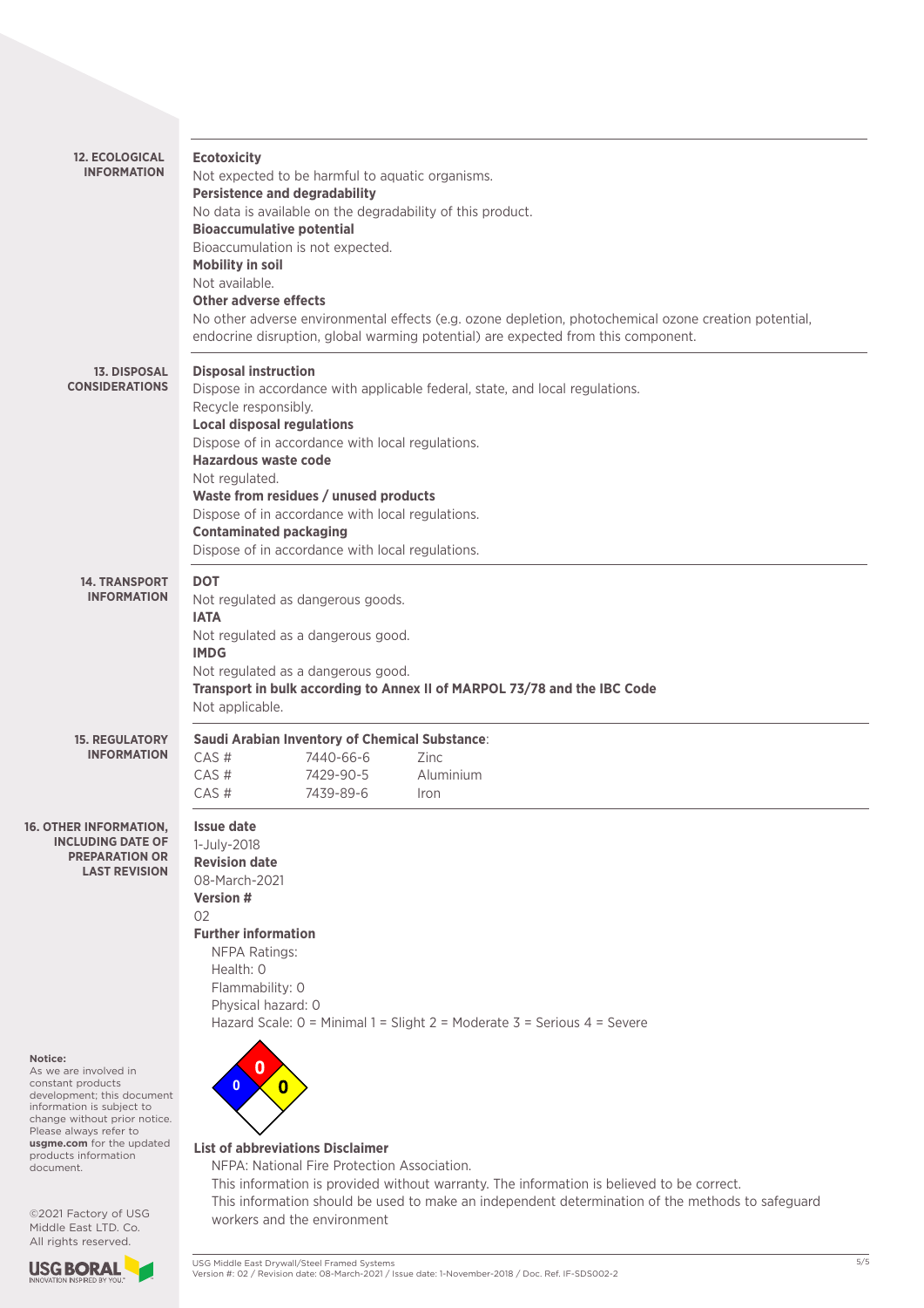## 12. ECOLOGICAL INFORMATION

**Ecotoxicity**
Not expected to be harmful to aquatic organisms.

**Persistence and degradability**
No data is available on the degradability of this product.

**Bioaccumulative potential**
Bioaccumulation is not expected.

**Mobility in soil**
Not available.

**Other adverse effects**
No other adverse environmental effects (e.g. ozone depletion, photochemical ozone creation potential, endocrine disruption, global warming potential) are expected from this component.

## 13. DISPOSAL CONSIDERATIONS

**Disposal instruction**
Dispose in accordance with applicable federal, state, and local regulations.
Recycle responsibly.

**Local disposal regulations**
Dispose of in accordance with local regulations.

**Hazardous waste code**
Not regulated.

**Waste from residues / unused products**
Dispose of in accordance with local regulations.

**Contaminated packaging**
Dispose of in accordance with local regulations.

## 14. TRANSPORT INFORMATION

**DOT**
Not regulated as dangerous goods.

**IATA**
Not regulated as a dangerous good.

**IMDG**
Not regulated as a dangerous good.

**Transport in bulk according to Annex II of MARPOL 73/78 and the IBC Code**
Not applicable.

## 15. REGULATORY INFORMATION

**Saudi Arabian Inventory of Chemical Substance**:

| | | |
|---|---|---|
| CAS # | 7440-66-6 | Zinc |
| CAS # | 7429-90-5 | Aluminium |
| CAS # | 7439-89-6 | Iron |

## 16. OTHER INFORMATION, INCLUDING DATE OF PREPARATION OR LAST REVISION

**Issue date**
1-July-2018

**Revision date**
08-March-2021

**Version #**
02

**Further information**
NFPA Ratings:
Health: 0
Flammability: 0
Physical hazard: 0
Hazard Scale: 0 = Minimal 1 = Slight 2 = Moderate 3 = Serious 4 = Severe

0
0 0

**List of abbreviations Disclaimer**
NFPA: National Fire Protection Association.
This information is provided without warranty. The information is believed to be correct.
This information should be used to make an independent determination of the methods to safeguard workers and the environment

**Notice:**
As we are involved in constant products development; this document information is subject to change without prior notice. Please always refer to **usgme.com** for the updated products information document.

©2021 Factory of USG Middle East LTD. Co. All rights reserved.

USG BORAL
INNOVATION INSPIRED BY YOU.